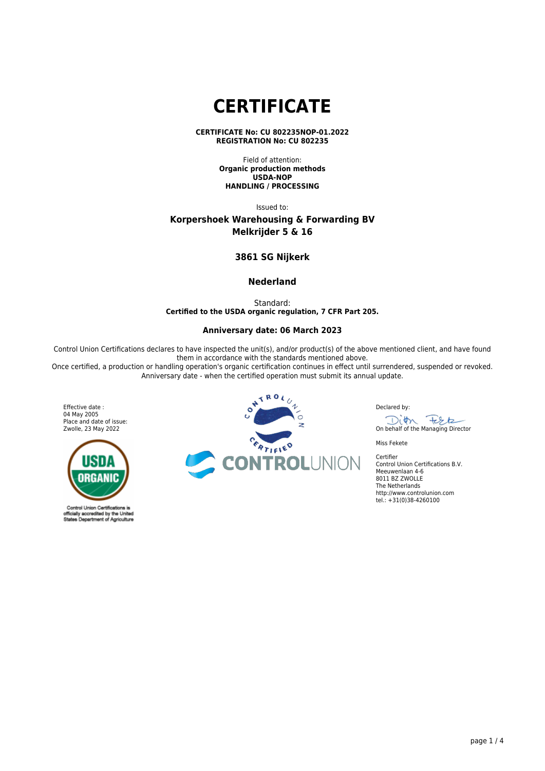# CERTIFICATE

**CERTIFICATE No: CU 802235NOP-01.2022**
**REGISTRATION No: CU 802235**

Field of attention:
**Organic production methods**
**USDA-NOP**
**HANDLING / PROCESSING**

Issued to:

**Korpershoek Warehousing & Forwarding BV**
**Melkrijder 5 & 16**

**3861 SG Nijkerk**

**Nederland**

Standard:
**Certified to the USDA organic regulation, 7 CFR Part 205.**

**Anniversary date: 06 March 2023**

Control Union Certifications declares to have inspected the unit(s), and/or product(s) of the above mentioned client, and have found them in accordance with the standards mentioned above.
Once certified, a production or handling operation's organic certification continues in effect until surrendered, suspended or revoked.
Anniversary date - when the certified operation must submit its annual update.

Effective date :
04 May 2005
Place and date of issue:
Zwolle, 23 May 2022

USDA ORGANIC

Control Union Certifications is officially accredited by the United States Department of Agriculture

CONTROL UNION CERTIFIED

CONTROLUNION

Declared by:

On behalf of the Managing Director

Miss Fekete

Certifier
Control Union Certifications B.V.
Meeuwenlaan 4-6
8011 BZ ZWOLLE
The Netherlands
http://www.controlunion.com
tel.: +31(0)38-4260100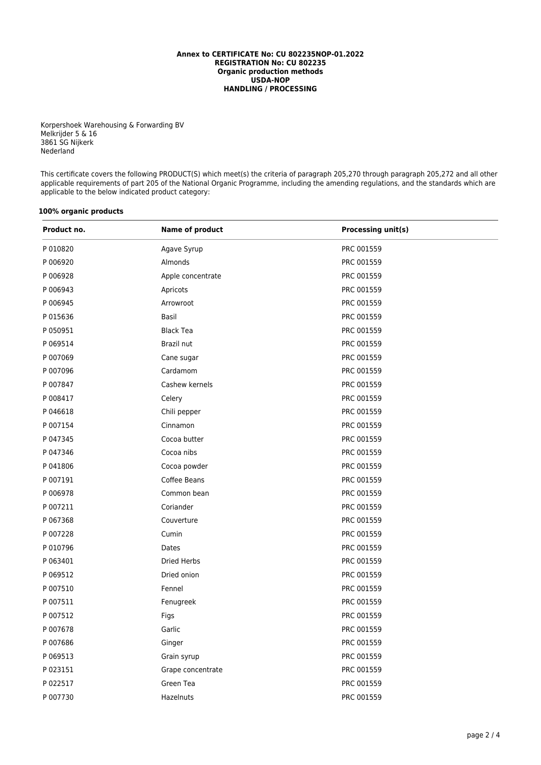**Annex to CERTIFICATE No: CU 802235NOP-01.2022**
**REGISTRATION No: CU 802235**
**Organic production methods**
**USDA-NOP**
**HANDLING / PROCESSING**

Korpershoek Warehousing & Forwarding BV
Melkrijder 5 & 16
3861 SG Nijkerk
Nederland

This certificate covers the following PRODUCT(S) which meet(s) the criteria of paragraph 205,270 through paragraph 205,272 and all other applicable requirements of part 205 of the National Organic Programme, including the amending regulations, and the standards which are applicable to the below indicated product category:

**100% organic products**

| Product no. | Name of product | Processing unit(s) |
|---|---|---|
| P 010820 | Agave Syrup | PRC 001559 |
| P 006920 | Almonds | PRC 001559 |
| P 006928 | Apple concentrate | PRC 001559 |
| P 006943 | Apricots | PRC 001559 |
| P 006945 | Arrowroot | PRC 001559 |
| P 015636 | Basil | PRC 001559 |
| P 050951 | Black Tea | PRC 001559 |
| P 069514 | Brazil nut | PRC 001559 |
| P 007069 | Cane sugar | PRC 001559 |
| P 007096 | Cardamom | PRC 001559 |
| P 007847 | Cashew kernels | PRC 001559 |
| P 008417 | Celery | PRC 001559 |
| P 046618 | Chili pepper | PRC 001559 |
| P 007154 | Cinnamon | PRC 001559 |
| P 047345 | Cocoa butter | PRC 001559 |
| P 047346 | Cocoa nibs | PRC 001559 |
| P 041806 | Cocoa powder | PRC 001559 |
| P 007191 | Coffee Beans | PRC 001559 |
| P 006978 | Common bean | PRC 001559 |
| P 007211 | Coriander | PRC 001559 |
| P 067368 | Couverture | PRC 001559 |
| P 007228 | Cumin | PRC 001559 |
| P 010796 | Dates | PRC 001559 |
| P 063401 | Dried Herbs | PRC 001559 |
| P 069512 | Dried onion | PRC 001559 |
| P 007510 | Fennel | PRC 001559 |
| P 007511 | Fenugreek | PRC 001559 |
| P 007512 | Figs | PRC 001559 |
| P 007678 | Garlic | PRC 001559 |
| P 007686 | Ginger | PRC 001559 |
| P 069513 | Grain syrup | PRC 001559 |
| P 023151 | Grape concentrate | PRC 001559 |
| P 022517 | Green Tea | PRC 001559 |
| P 007730 | Hazelnuts | PRC 001559 |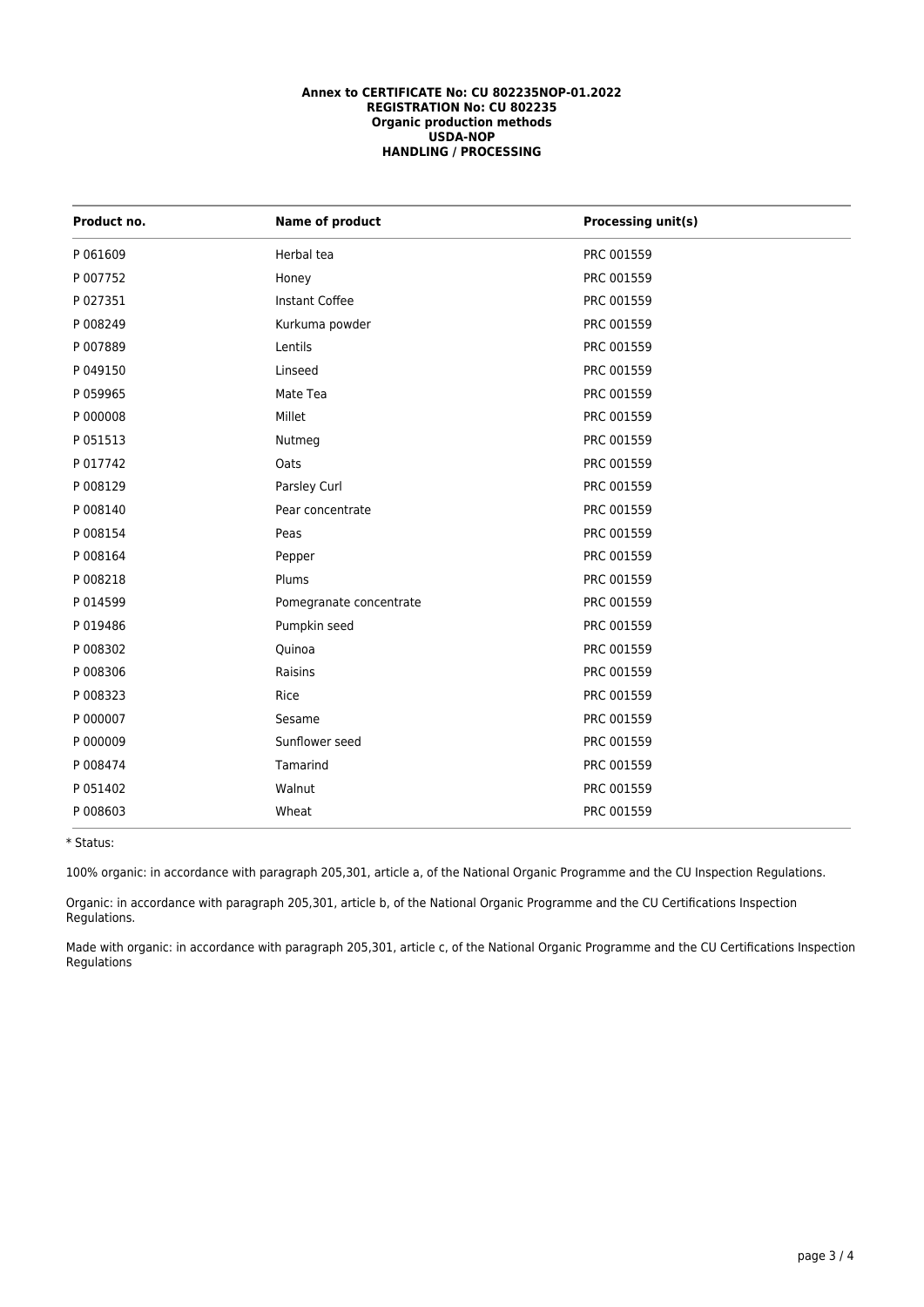**Annex to CERTIFICATE No: CU 802235NOP-01.2022**
**REGISTRATION No: CU 802235**
**Organic production methods**
**USDA-NOP**
**HANDLING / PROCESSING**

| Product no. | Name of product | Processing unit(s) |
|---|---|---|
| P 061609 | Herbal tea | PRC 001559 |
| P 007752 | Honey | PRC 001559 |
| P 027351 | Instant Coffee | PRC 001559 |
| P 008249 | Kurkuma powder | PRC 001559 |
| P 007889 | Lentils | PRC 001559 |
| P 049150 | Linseed | PRC 001559 |
| P 059965 | Mate Tea | PRC 001559 |
| P 000008 | Millet | PRC 001559 |
| P 051513 | Nutmeg | PRC 001559 |
| P 017742 | Oats | PRC 001559 |
| P 008129 | Parsley Curl | PRC 001559 |
| P 008140 | Pear concentrate | PRC 001559 |
| P 008154 | Peas | PRC 001559 |
| P 008164 | Pepper | PRC 001559 |
| P 008218 | Plums | PRC 001559 |
| P 014599 | Pomegranate concentrate | PRC 001559 |
| P 019486 | Pumpkin seed | PRC 001559 |
| P 008302 | Quinoa | PRC 001559 |
| P 008306 | Raisins | PRC 001559 |
| P 008323 | Rice | PRC 001559 |
| P 000007 | Sesame | PRC 001559 |
| P 000009 | Sunflower seed | PRC 001559 |
| P 008474 | Tamarind | PRC 001559 |
| P 051402 | Walnut | PRC 001559 |
| P 008603 | Wheat | PRC 001559 |

* Status:

100% organic: in accordance with paragraph 205,301, article a, of the National Organic Programme and the CU Inspection Regulations.

Organic: in accordance with paragraph 205,301, article b, of the National Organic Programme and the CU Certifications Inspection Regulations.

Made with organic: in accordance with paragraph 205,301, article c, of the National Organic Programme and the CU Certifications Inspection Regulations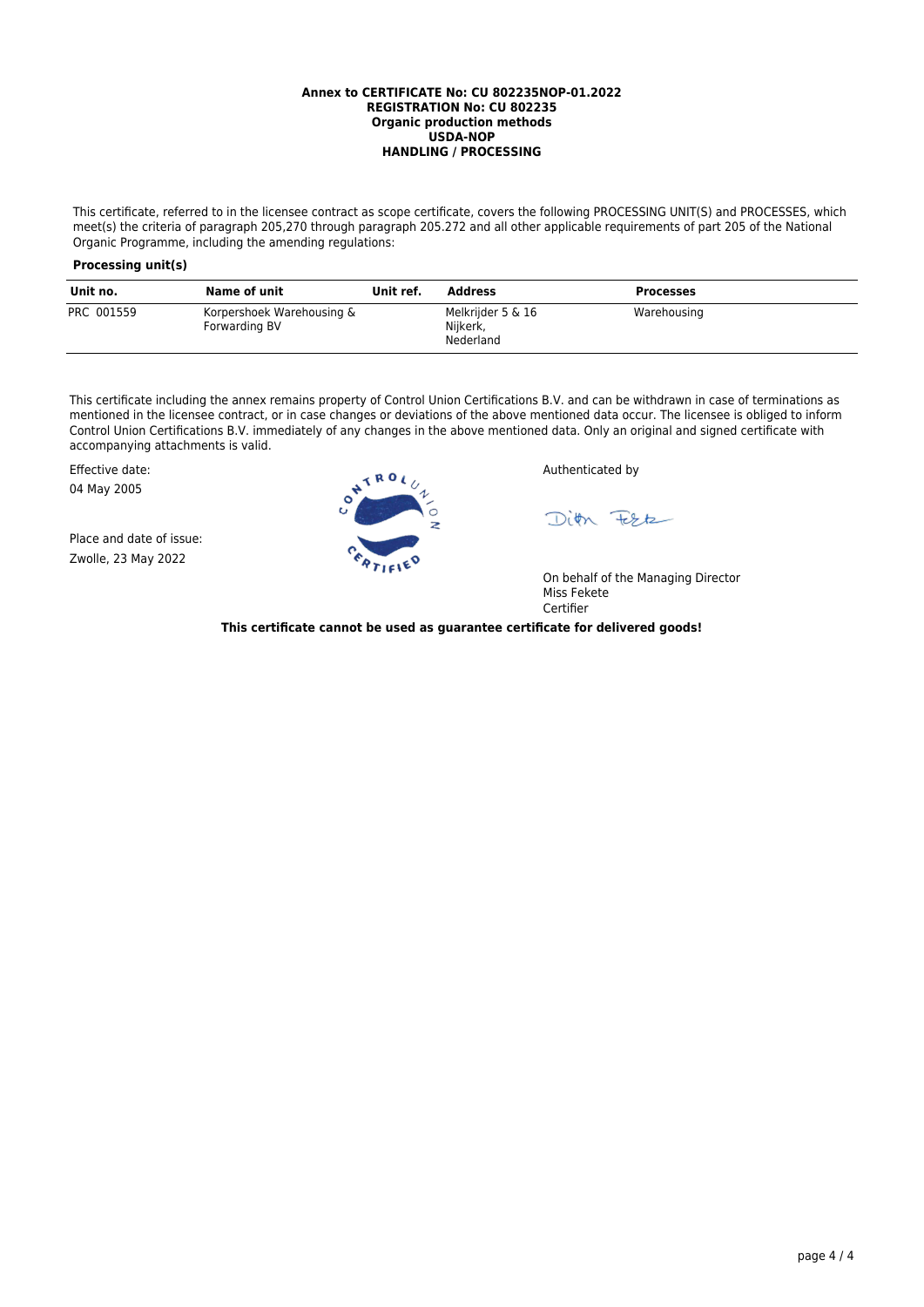**Annex to CERTIFICATE No: CU 802235NOP-01.2022**
**REGISTRATION No: CU 802235**
**Organic production methods**
**USDA-NOP**
**HANDLING / PROCESSING**

This certificate, referred to in the licensee contract as scope certificate, covers the following PROCESSING UNIT(S) and PROCESSES, which meet(s) the criteria of paragraph 205,270 through paragraph 205.272 and all other applicable requirements of part 205 of the National Organic Programme, including the amending regulations:

**Processing unit(s)**

| Unit no. | Name of unit | Unit ref. | Address | Processes |
|---|---|---|---|---|
| PRC 001559 | Korpershoek Warehousing & Forwarding BV | | Melkrijder 5 & 16 Nijkerk, Nederland | Warehousing |

This certificate including the annex remains property of Control Union Certifications B.V. and can be withdrawn in case of terminations as mentioned in the licensee contract, or in case changes or deviations of the above mentioned data occur. The licensee is obliged to inform Control Union Certifications B.V. immediately of any changes in the above mentioned data. Only an original and signed certificate with accompanying attachments is valid.

Effective date:
04 May 2005

Place and date of issue:
Zwolle, 23 May 2022

Authenticated by

On behalf of the Managing Director
Miss Fekete
Certifier

**This certificate cannot be used as guarantee certificate for delivered goods!**